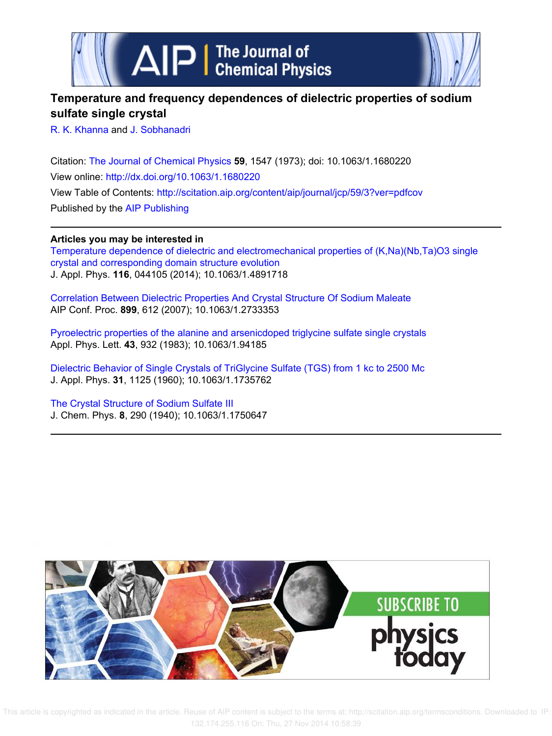# Temperature and frequency dependences of dielectric properties of sodium sulfate single crystal

R. K. Khanna and J. Sobhanadri

Citation: The Journal of Chemical Physics **59**, 1547 (1973); doi: 10.1063/1.1680220

View online: http://dx.doi.org/10.1063/1.1680220

View Table of Contents: http://scitation.aip.org/content/aip/journal/jcp/59/3?ver=pdfcov

Published by the AIP Publishing

**Articles you may be interested in**

Temperature dependence of dielectric and electromechanical properties of (K,Na)(Nb,Ta)O3 single crystal and corresponding domain structure evolution
J. Appl. Phys. **116**, 044105 (2014); 10.1063/1.4891718

Correlation Between Dielectric Properties And Crystal Structure Of Sodium Maleate
AIP Conf. Proc. **899**, 612 (2007); 10.1063/1.2733353

Pyroelectric properties of the alanine and arsenicdoped triglycine sulfate single crystals
Appl. Phys. Lett. **43**, 932 (1983); 10.1063/1.94185

Dielectric Behavior of Single Crystals of TriGlycine Sulfate (TGS) from 1 kc to 2500 Mc
J. Appl. Phys. **31**, 1125 (1960); 10.1063/1.1735762

The Crystal Structure of Sodium Sulfate III
J. Chem. Phys. **8**, 290 (1940); 10.1063/1.1750647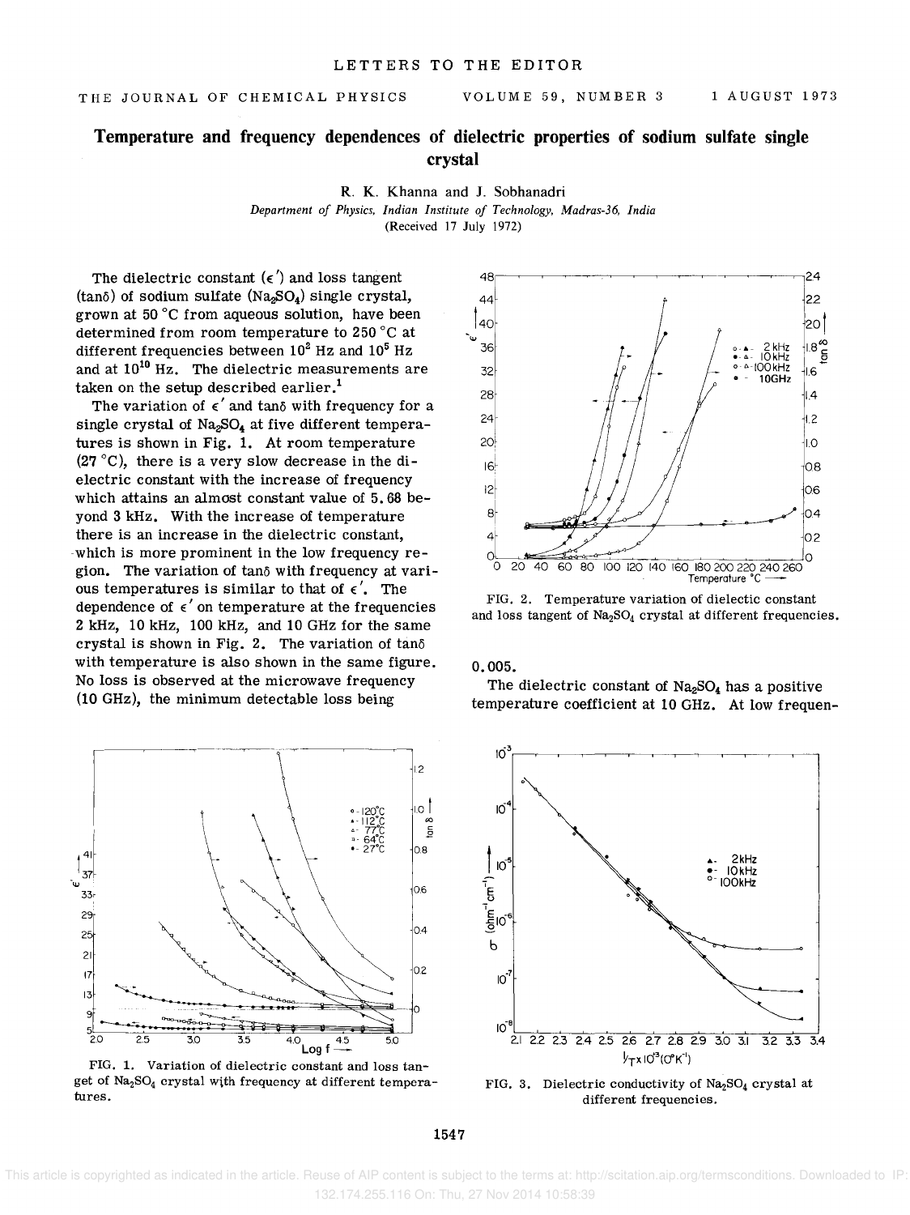# Temperature and frequency dependences of dielectric properties of sodium sulfate single crystal

R. K. Khanna and J. Sobhanadri

*Department of Physics, Indian Institute of Technology, Madras-36, India*
(Received 17 July 1972)

The dielectric constant ($\epsilon'$) and loss tangent ($\tan\delta$) of sodium sulfate ($Na_2SO_4$) single crystal, grown at 50 °C from aqueous solution, have been determined from room temperature to 250 °C at different frequencies between $10^2$ Hz and $10^5$ Hz and at $10^{10}$ Hz. The dielectric measurements are taken on the setup described earlier.[1]

The variation of $\epsilon'$ and $\tan\delta$ with frequency for a single crystal of $Na_2SO_4$ at five different temperatures is shown in Fig. 1. At room temperature (27 °C), there is a very slow decrease in the dielectric constant with the increase of frequency which attains an almost constant value of 5.68 beyond 3 kHz. With the increase of temperature there is an increase in the dielectric constant, which is more prominent in the low frequency region. The variation of $\tan\delta$ with frequency at various temperatures is similar to that of $\epsilon'$. The dependence of $\epsilon'$ on temperature at the frequencies 2 kHz, 10 kHz, 100 kHz, and 10 GHz for the same crystal is shown in Fig. 2. The variation of $\tan\delta$ with temperature is also shown in the same figure. No loss is observed at the microwave frequency (10 GHz), the minimum detectable loss being 0.005.

FIG. 2. Temperature variation of dielectic constant and loss tangent of $Na_2SO_4$ crystal at different frequencies.

The dielectric constant of $Na_2SO_4$ has a positive temperature coefficient at 10 GHz. At low frequen-

FIG. 1. Variation of dielectric constant and loss tangent of $Na_2SO_4$ crystal with frequency at different temperatures.

FIG. 3. Dielectric conductivity of $Na_2SO_4$ crystal at different frequencies.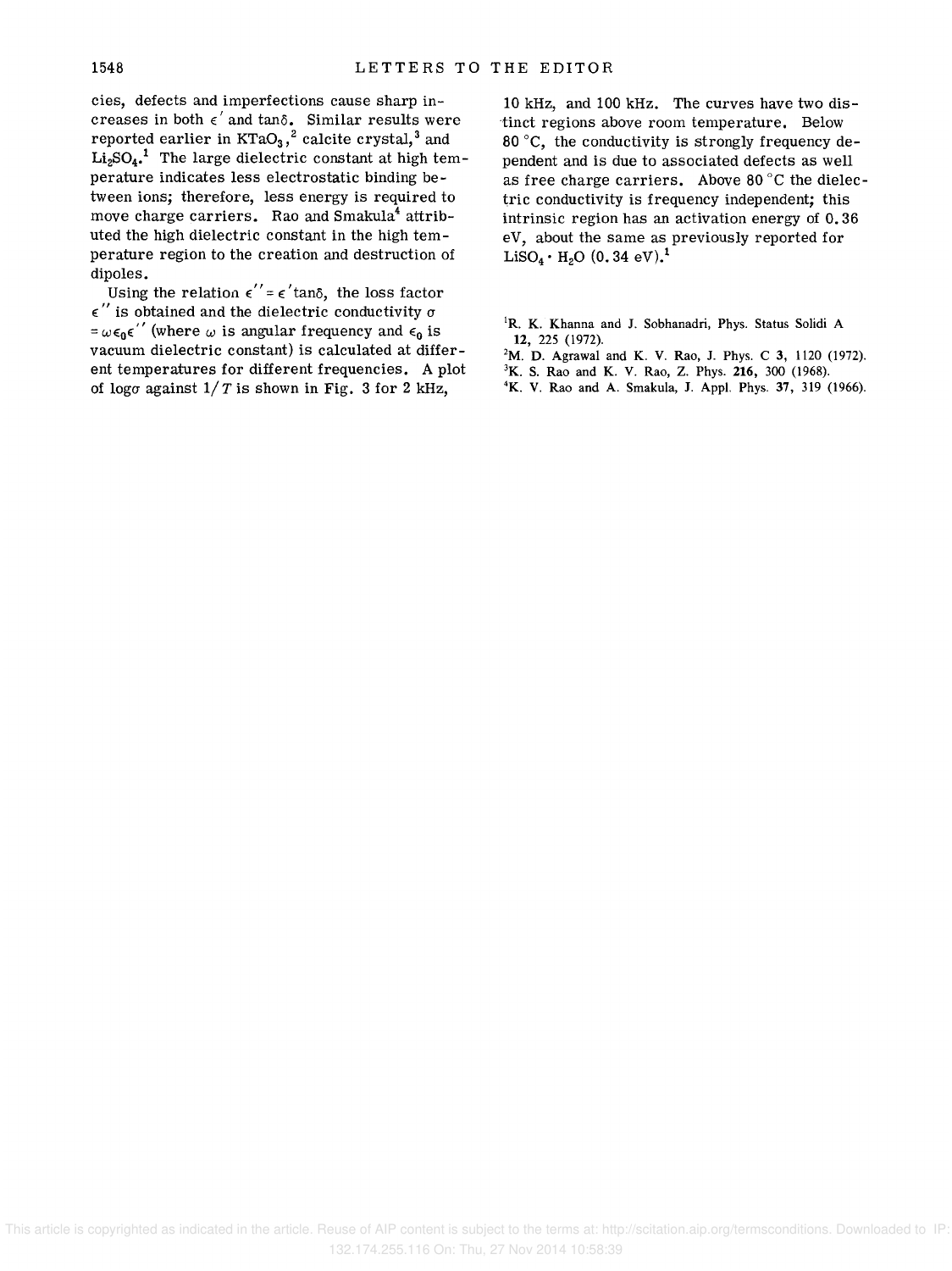cies, defects and imperfections cause sharp increases in both $\epsilon'$ and $\tan\delta$. Similar results were reported earlier in $KTaO_3$,[2] calcite crystal,[3] and $Li_2SO_4$.[1] The large dielectric constant at high temperature indicates less electrostatic binding between ions; therefore, less energy is required to move charge carriers. Rao and Smakula[4] attributed the high dielectric constant in the high temperature region to the creation and destruction of dipoles.

Using the relation $\epsilon'' = \epsilon' \tan\delta$, the loss factor $\epsilon''$ is obtained and the dielectric conductivity $\sigma = \omega\epsilon_0\epsilon''$ (where $\omega$ is angular frequency and $\epsilon_0$ is vacuum dielectric constant) is calculated at different temperatures for different frequencies. A plot of $\log\sigma$ against $1/T$ is shown in Fig. 3 for 2 kHz, 10 kHz, and 100 kHz. The curves have two distinct regions above room temperature. Below 80 °C, the conductivity is strongly frequency dependent and is due to associated defects as well as free charge carriers. Above 80 °C the dielectric conductivity is frequency independent; this intrinsic region has an activation energy of 0.36 eV, about the same as previously reported for $LiSO_4 \cdot H_2O$ (0.34 eV).[1]

[1] R. K. Khanna and J. Sobhanadri, Phys. Status Solidi A **12**, 225 (1972).

[2] M. D. Agrawal and K. V. Rao, J. Phys. C **3**, 1120 (1972).

[3] K. S. Rao and K. V. Rao, Z. Phys. **216**, 300 (1968).

[4] K. V. Rao and A. Smakula, J. Appl. Phys. **37**, 319 (1966).